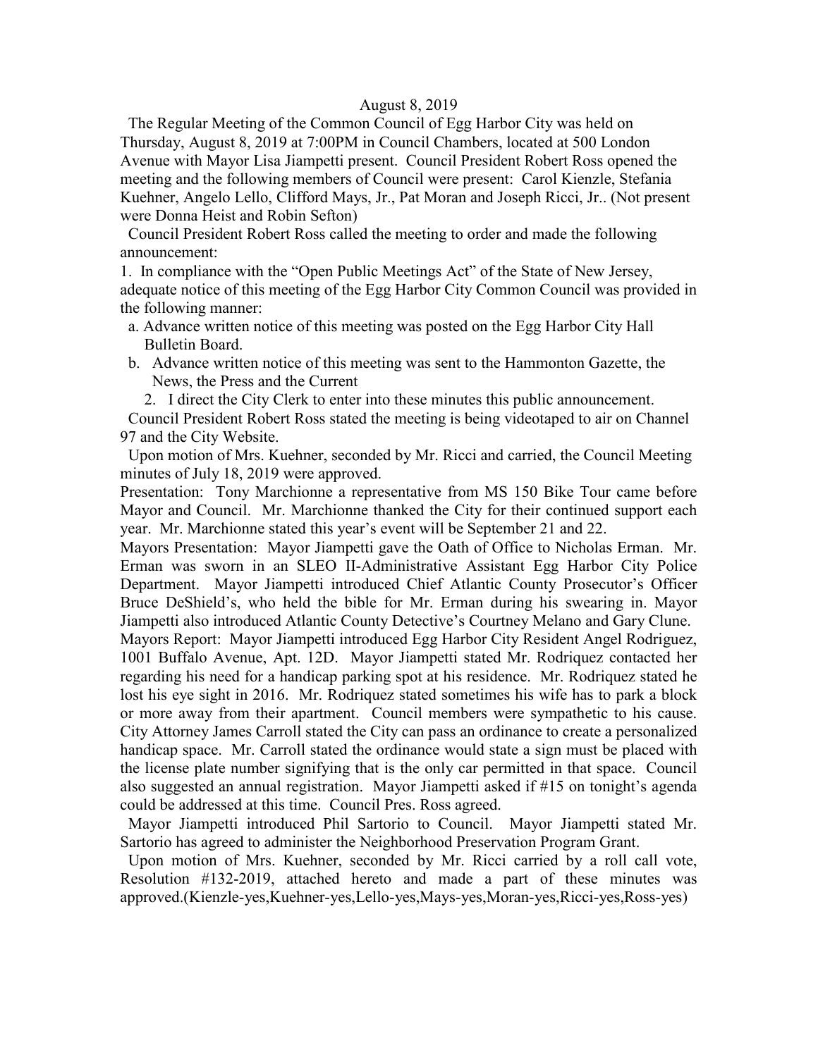August 8, 2019

The Regular Meeting of the Common Council of Egg Harbor City was held on Thursday, August 8, 2019 at 7:00PM in Council Chambers, located at 500 London Avenue with Mayor Lisa Jiampetti present. Council President Robert Ross opened the meeting and the following members of Council were present: Carol Kienzle, Stefania Kuehner, Angelo Lello, Clifford Mays, Jr., Pat Moran and Joseph Ricci, Jr.. (Not present were Donna Heist and Robin Sefton)

Council President Robert Ross called the meeting to order and made the following announcement:

1. In compliance with the "Open Public Meetings Act" of the State of New Jersey, adequate notice of this meeting of the Egg Harbor City Common Council was provided in the following manner:
   a. Advance written notice of this meeting was posted on the Egg Harbor City Hall Bulletin Board.
   b. Advance written notice of this meeting was sent to the Hammonton Gazette, the News, the Press and the Current
2. I direct the City Clerk to enter into these minutes this public announcement.

Council President Robert Ross stated the meeting is being videotaped to air on Channel 97 and the City Website.

Upon motion of Mrs. Kuehner, seconded by Mr. Ricci and carried, the Council Meeting minutes of July 18, 2019 were approved.

Presentation: Tony Marchionne a representative from MS 150 Bike Tour came before Mayor and Council. Mr. Marchionne thanked the City for their continued support each year. Mr. Marchionne stated this year's event will be September 21 and 22.

Mayors Presentation: Mayor Jiampetti gave the Oath of Office to Nicholas Erman. Mr. Erman was sworn in an SLEO II-Administrative Assistant Egg Harbor City Police Department. Mayor Jiampetti introduced Chief Atlantic County Prosecutor's Officer Bruce DeShield's, who held the bible for Mr. Erman during his swearing in. Mayor Jiampetti also introduced Atlantic County Detective's Courtney Melano and Gary Clune.

Mayors Report: Mayor Jiampetti introduced Egg Harbor City Resident Angel Rodriguez, 1001 Buffalo Avenue, Apt. 12D. Mayor Jiampetti stated Mr. Rodriquez contacted her regarding his need for a handicap parking spot at his residence. Mr. Rodriquez stated he lost his eye sight in 2016. Mr. Rodriquez stated sometimes his wife has to park a block or more away from their apartment. Council members were sympathetic to his cause. City Attorney James Carroll stated the City can pass an ordinance to create a personalized handicap space. Mr. Carroll stated the ordinance would state a sign must be placed with the license plate number signifying that is the only car permitted in that space. Council also suggested an annual registration. Mayor Jiampetti asked if #15 on tonight's agenda could be addressed at this time. Council Pres. Ross agreed.

Mayor Jiampetti introduced Phil Sartorio to Council. Mayor Jiampetti stated Mr. Sartorio has agreed to administer the Neighborhood Preservation Program Grant.

Upon motion of Mrs. Kuehner, seconded by Mr. Ricci carried by a roll call vote, Resolution #132-2019, attached hereto and made a part of these minutes was approved.(Kienzle-yes,Kuehner-yes,Lello-yes,Mays-yes,Moran-yes,Ricci-yes,Ross-yes)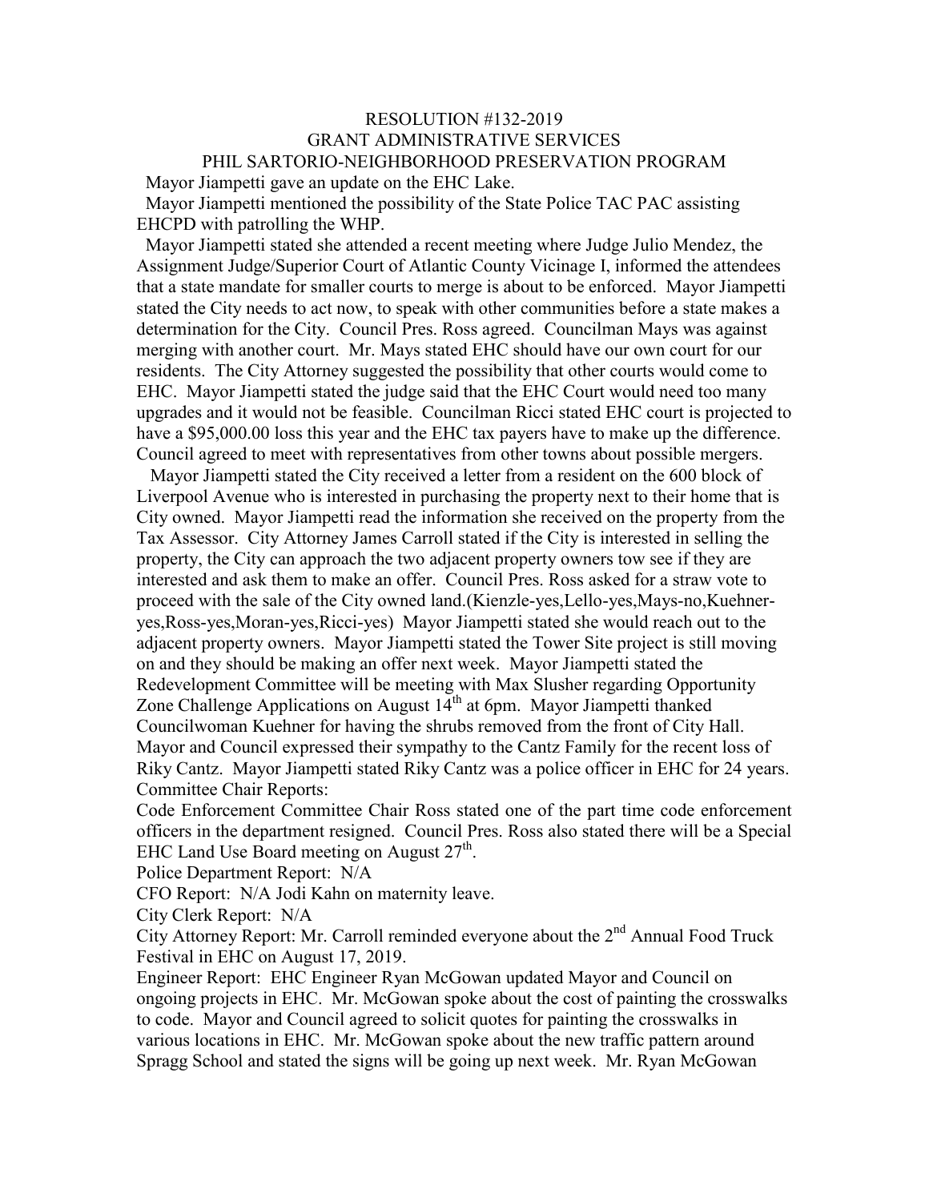RESOLUTION #132-2019
GRANT ADMINISTRATIVE SERVICES
PHIL SARTORIO-NEIGHBORHOOD PRESERVATION PROGRAM

Mayor Jiampetti gave an update on the EHC Lake.

Mayor Jiampetti mentioned the possibility of the State Police TAC PAC assisting EHCPD with patrolling the WHP.

Mayor Jiampetti stated she attended a recent meeting where Judge Julio Mendez, the Assignment Judge/Superior Court of Atlantic County Vicinage I, informed the attendees that a state mandate for smaller courts to merge is about to be enforced. Mayor Jiampetti stated the City needs to act now, to speak with other communities before a state makes a determination for the City. Council Pres. Ross agreed. Councilman Mays was against merging with another court. Mr. Mays stated EHC should have our own court for our residents. The City Attorney suggested the possibility that other courts would come to EHC. Mayor Jiampetti stated the judge said that the EHC Court would need too many upgrades and it would not be feasible. Councilman Ricci stated EHC court is projected to have a $95,000.00 loss this year and the EHC tax payers have to make up the difference. Council agreed to meet with representatives from other towns about possible mergers.

Mayor Jiampetti stated the City received a letter from a resident on the 600 block of Liverpool Avenue who is interested in purchasing the property next to their home that is City owned. Mayor Jiampetti read the information she received on the property from the Tax Assessor. City Attorney James Carroll stated if the City is interested in selling the property, the City can approach the two adjacent property owners tow see if they are interested and ask them to make an offer. Council Pres. Ross asked for a straw vote to proceed with the sale of the City owned land.(Kienzle-yes,Lello-yes,Mays-no,Kuehner-yes,Ross-yes,Moran-yes,Ricci-yes) Mayor Jiampetti stated she would reach out to the adjacent property owners. Mayor Jiampetti stated the Tower Site project is still moving on and they should be making an offer next week. Mayor Jiampetti stated the Redevelopment Committee will be meeting with Max Slusher regarding Opportunity Zone Challenge Applications on August 14th at 6pm. Mayor Jiampetti thanked Councilwoman Kuehner for having the shrubs removed from the front of City Hall. Mayor and Council expressed their sympathy to the Cantz Family for the recent loss of Riky Cantz. Mayor Jiampetti stated Riky Cantz was a police officer in EHC for 24 years.

Committee Chair Reports:

Code Enforcement Committee Chair Ross stated one of the part time code enforcement officers in the department resigned. Council Pres. Ross also stated there will be a Special EHC Land Use Board meeting on August 27th.

Police Department Report: N/A

CFO Report: N/A Jodi Kahn on maternity leave.

City Clerk Report: N/A

City Attorney Report: Mr. Carroll reminded everyone about the 2nd Annual Food Truck Festival in EHC on August 17, 2019.

Engineer Report: EHC Engineer Ryan McGowan updated Mayor and Council on ongoing projects in EHC. Mr. McGowan spoke about the cost of painting the crosswalks to code. Mayor and Council agreed to solicit quotes for painting the crosswalks in various locations in EHC. Mr. McGowan spoke about the new traffic pattern around Spragg School and stated the signs will be going up next week. Mr. Ryan McGowan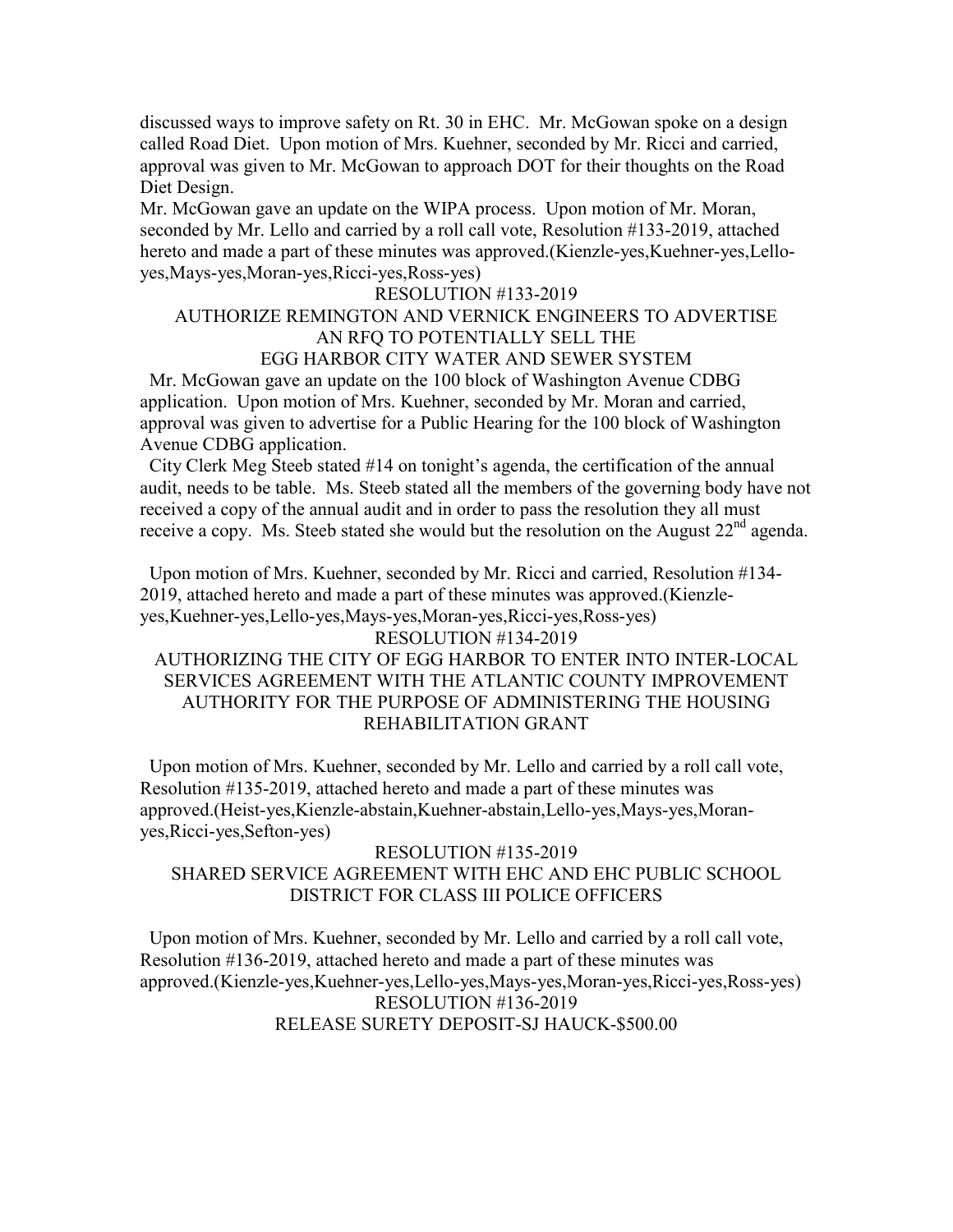discussed ways to improve safety on Rt. 30 in EHC. Mr. McGowan spoke on a design called Road Diet. Upon motion of Mrs. Kuehner, seconded by Mr. Ricci and carried, approval was given to Mr. McGowan to approach DOT for their thoughts on the Road Diet Design.

Mr. McGowan gave an update on the WIPA process. Upon motion of Mr. Moran, seconded by Mr. Lello and carried by a roll call vote, Resolution #133-2019, attached hereto and made a part of these minutes was approved.(Kienzle-yes,Kuehner-yes,Lello-yes,Mays-yes,Moran-yes,Ricci-yes,Ross-yes)

RESOLUTION #133-2019
AUTHORIZE REMINGTON AND VERNICK ENGINEERS TO ADVERTISE AN RFQ TO POTENTIALLY SELL THE EGG HARBOR CITY WATER AND SEWER SYSTEM

Mr. McGowan gave an update on the 100 block of Washington Avenue CDBG application. Upon motion of Mrs. Kuehner, seconded by Mr. Moran and carried, approval was given to advertise for a Public Hearing for the 100 block of Washington Avenue CDBG application.

City Clerk Meg Steeb stated #14 on tonight's agenda, the certification of the annual audit, needs to be table. Ms. Steeb stated all the members of the governing body have not received a copy of the annual audit and in order to pass the resolution they all must receive a copy. Ms. Steeb stated she would but the resolution on the August 22nd agenda.

Upon motion of Mrs. Kuehner, seconded by Mr. Ricci and carried, Resolution #134-2019, attached hereto and made a part of these minutes was approved.(Kienzle-yes,Kuehner-yes,Lello-yes,Mays-yes,Moran-yes,Ricci-yes,Ross-yes)

RESOLUTION #134-2019
AUTHORIZING THE CITY OF EGG HARBOR TO ENTER INTO INTER-LOCAL SERVICES AGREEMENT WITH THE ATLANTIC COUNTY IMPROVEMENT AUTHORITY FOR THE PURPOSE OF ADMINISTERING THE HOUSING REHABILITATION GRANT

Upon motion of Mrs. Kuehner, seconded by Mr. Lello and carried by a roll call vote, Resolution #135-2019, attached hereto and made a part of these minutes was approved.(Heist-yes,Kienzle-abstain,Kuehner-abstain,Lello-yes,Mays-yes,Moran-yes,Ricci-yes,Sefton-yes)

RESOLUTION #135-2019
SHARED SERVICE AGREEMENT WITH EHC AND EHC PUBLIC SCHOOL DISTRICT FOR CLASS III POLICE OFFICERS

Upon motion of Mrs. Kuehner, seconded by Mr. Lello and carried by a roll call vote, Resolution #136-2019, attached hereto and made a part of these minutes was approved.(Kienzle-yes,Kuehner-yes,Lello-yes,Mays-yes,Moran-yes,Ricci-yes,Ross-yes)

RESOLUTION #136-2019
RELEASE SURETY DEPOSIT-SJ HAUCK-$500.00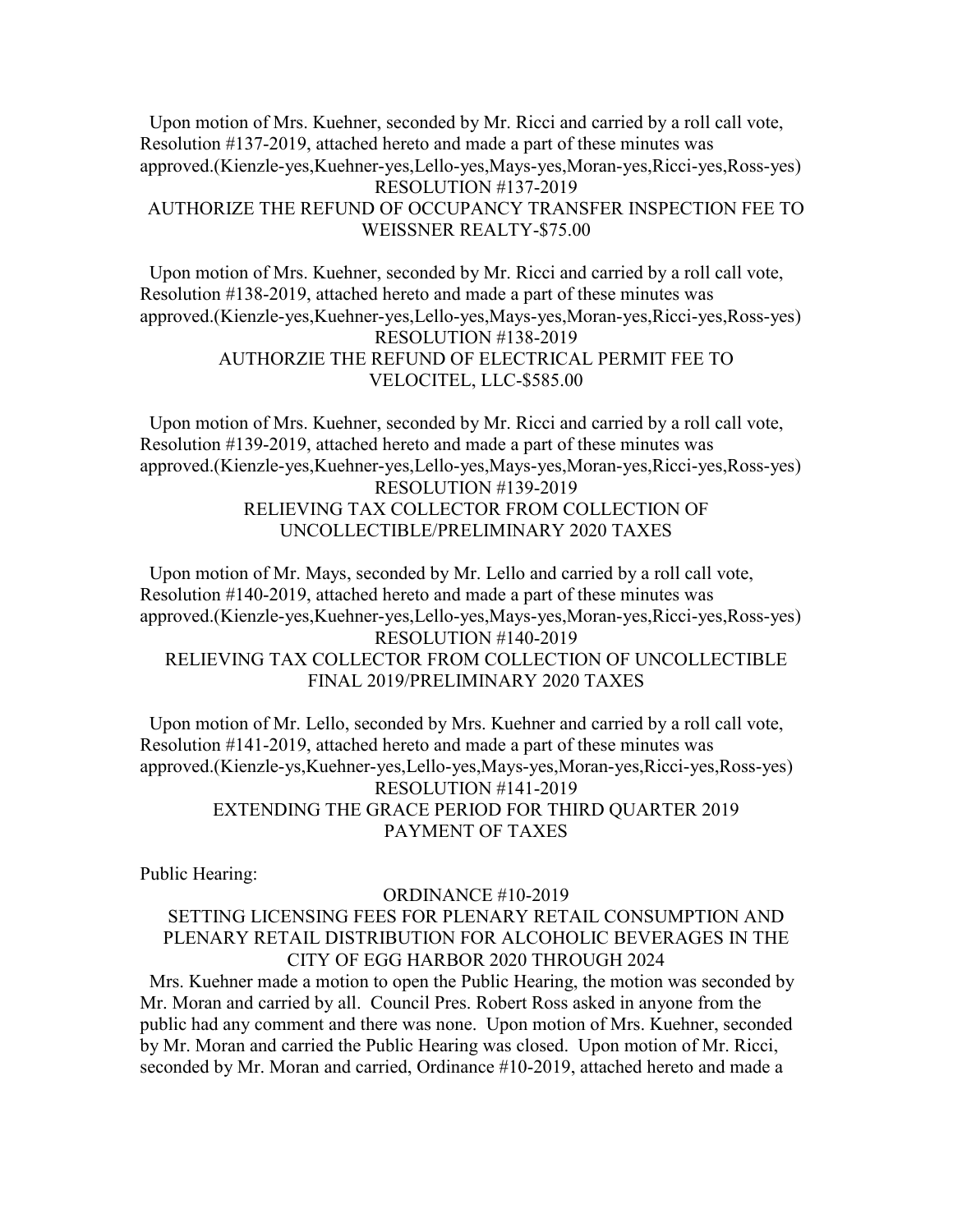Upon motion of Mrs. Kuehner, seconded by Mr. Ricci and carried by a roll call vote, Resolution #137-2019, attached hereto and made a part of these minutes was approved.(Kienzle-yes,Kuehner-yes,Lello-yes,Mays-yes,Moran-yes,Ricci-yes,Ross-yes)

RESOLUTION #137-2019
AUTHORIZE THE REFUND OF OCCUPANCY TRANSFER INSPECTION FEE TO WEISSNER REALTY-$75.00

Upon motion of Mrs. Kuehner, seconded by Mr. Ricci and carried by a roll call vote, Resolution #138-2019, attached hereto and made a part of these minutes was approved.(Kienzle-yes,Kuehner-yes,Lello-yes,Mays-yes,Moran-yes,Ricci-yes,Ross-yes)

RESOLUTION #138-2019
AUTHORZIE THE REFUND OF ELECTRICAL PERMIT FEE TO VELOCITEL, LLC-$585.00

Upon motion of Mrs. Kuehner, seconded by Mr. Ricci and carried by a roll call vote, Resolution #139-2019, attached hereto and made a part of these minutes was approved.(Kienzle-yes,Kuehner-yes,Lello-yes,Mays-yes,Moran-yes,Ricci-yes,Ross-yes)

RESOLUTION #139-2019
RELIEVING TAX COLLECTOR FROM COLLECTION OF UNCOLLECTIBLE/PRELIMINARY 2020 TAXES

Upon motion of Mr. Mays, seconded by Mr. Lello and carried by a roll call vote, Resolution #140-2019, attached hereto and made a part of these minutes was approved.(Kienzle-yes,Kuehner-yes,Lello-yes,Mays-yes,Moran-yes,Ricci-yes,Ross-yes)

RESOLUTION #140-2019
RELIEVING TAX COLLECTOR FROM COLLECTION OF UNCOLLECTIBLE FINAL 2019/PRELIMINARY 2020 TAXES

Upon motion of Mr. Lello, seconded by Mrs. Kuehner and carried by a roll call vote, Resolution #141-2019, attached hereto and made a part of these minutes was approved.(Kienzle-ys,Kuehner-yes,Lello-yes,Mays-yes,Moran-yes,Ricci-yes,Ross-yes)

RESOLUTION #141-2019
EXTENDING THE GRACE PERIOD FOR THIRD QUARTER 2019 PAYMENT OF TAXES

Public Hearing:

ORDINANCE #10-2019
SETTING LICENSING FEES FOR PLENARY RETAIL CONSUMPTION AND PLENARY RETAIL DISTRIBUTION FOR ALCOHOLIC BEVERAGES IN THE CITY OF EGG HARBOR 2020 THROUGH 2024

Mrs. Kuehner made a motion to open the Public Hearing, the motion was seconded by Mr. Moran and carried by all. Council Pres. Robert Ross asked in anyone from the public had any comment and there was none. Upon motion of Mrs. Kuehner, seconded by Mr. Moran and carried the Public Hearing was closed. Upon motion of Mr. Ricci, seconded by Mr. Moran and carried, Ordinance #10-2019, attached hereto and made a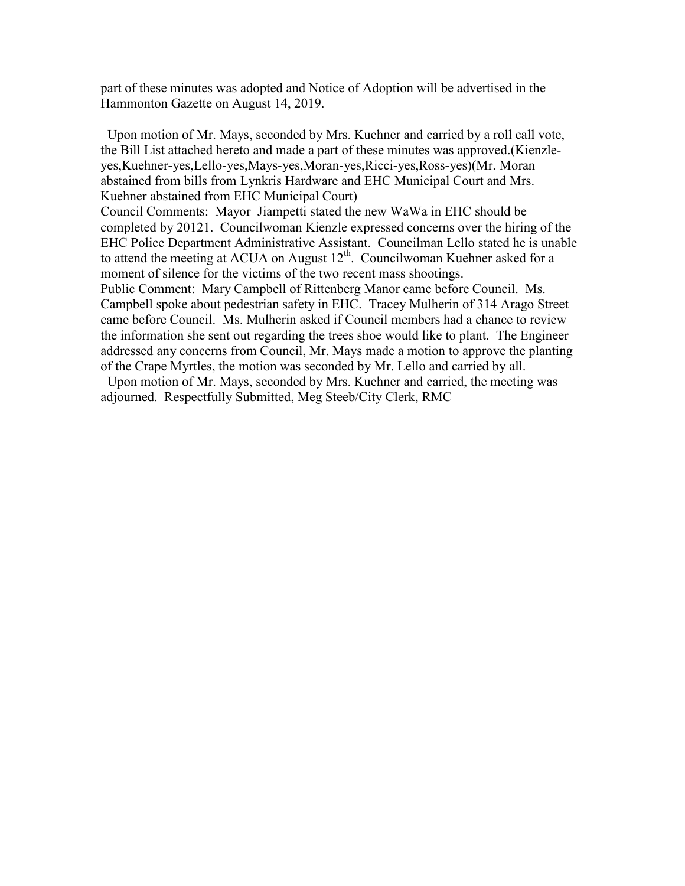part of these minutes was adopted and Notice of Adoption will be advertised in the Hammonton Gazette on August 14, 2019.

Upon motion of Mr. Mays, seconded by Mrs. Kuehner and carried by a roll call vote, the Bill List attached hereto and made a part of these minutes was approved.(Kienzle-yes,Kuehner-yes,Lello-yes,Mays-yes,Moran-yes,Ricci-yes,Ross-yes)(Mr. Moran abstained from bills from Lynkris Hardware and EHC Municipal Court and Mrs. Kuehner abstained from EHC Municipal Court)

Council Comments: Mayor Jiampetti stated the new WaWa in EHC should be completed by 20121. Councilwoman Kienzle expressed concerns over the hiring of the EHC Police Department Administrative Assistant. Councilman Lello stated he is unable to attend the meeting at ACUA on August 12th. Councilwoman Kuehner asked for a moment of silence for the victims of the two recent mass shootings.

Public Comment: Mary Campbell of Rittenberg Manor came before Council. Ms. Campbell spoke about pedestrian safety in EHC. Tracey Mulherin of 314 Arago Street came before Council. Ms. Mulherin asked if Council members had a chance to review the information she sent out regarding the trees shoe would like to plant. The Engineer addressed any concerns from Council, Mr. Mays made a motion to approve the planting of the Crape Myrtles, the motion was seconded by Mr. Lello and carried by all.

Upon motion of Mr. Mays, seconded by Mrs. Kuehner and carried, the meeting was adjourned. Respectfully Submitted, Meg Steeb/City Clerk, RMC